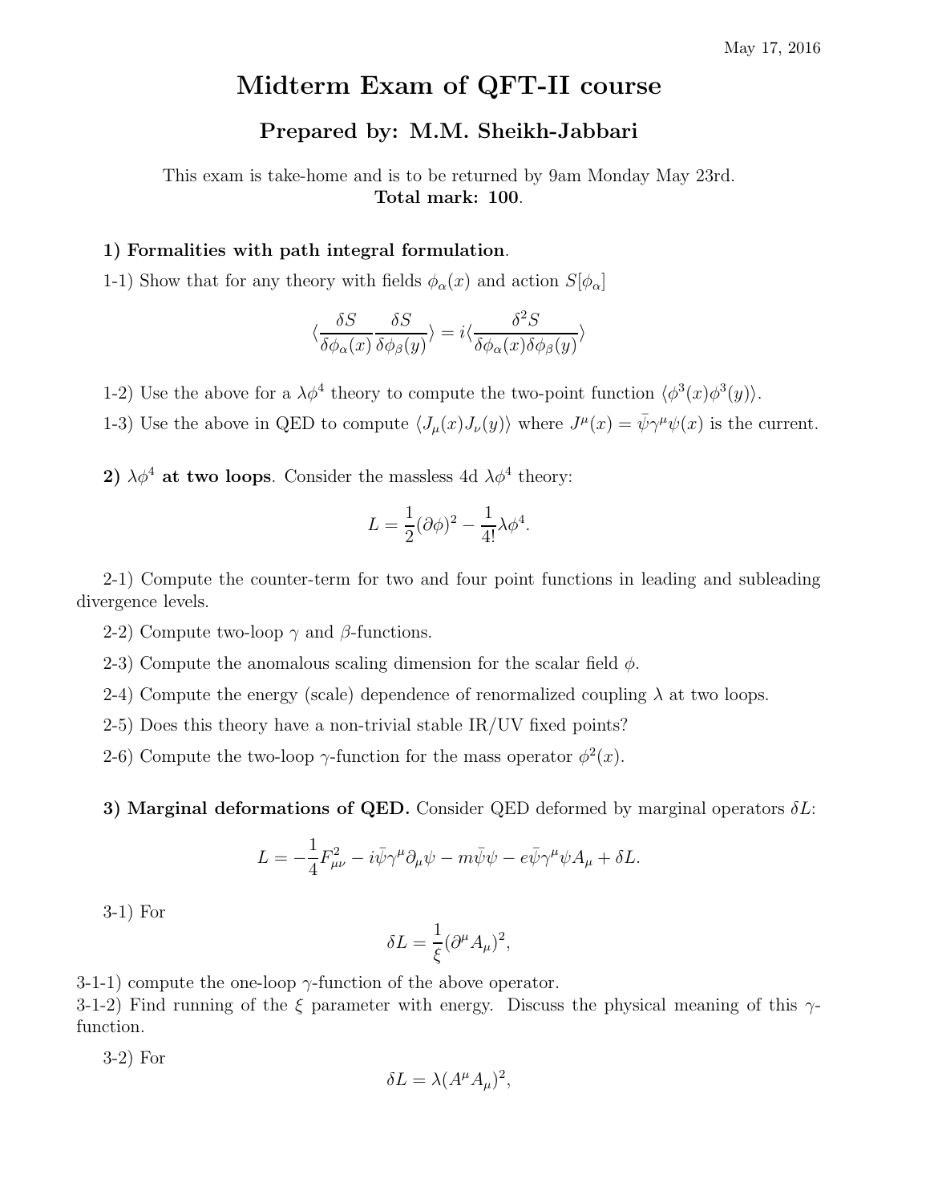May 17, 2016

# Midterm Exam of QFT-II course

## Prepared by: M.M. Sheikh-Jabbari

This exam is take-home and is to be returned by 9am Monday May 23rd.
**Total mark: 100**.

**1) Formalities with path integral formulation**.

1-1) Show that for any theory with fields $\phi_\alpha(x)$ and action $S[\phi_\alpha]$

$$\langle \frac{\delta S}{\delta \phi_\alpha(x)} \frac{\delta S}{\delta \phi_\beta(y)} \rangle = i \langle \frac{\delta^2 S}{\delta \phi_\alpha(x) \delta \phi_\beta(y)} \rangle$$

1-2) Use the above for a $\lambda\phi^4$ theory to compute the two-point function $\langle \phi^3(x)\phi^3(y)\rangle$.

1-3) Use the above in QED to compute $\langle J_\mu(x) J_\nu(y)\rangle$ where $J^\mu(x) = \bar{\psi}\gamma^\mu\psi(x)$ is the current.

**2) $\lambda\phi^4$ at two loops**. Consider the massless 4d $\lambda\phi^4$ theory:

$$L = \frac{1}{2}(\partial\phi)^2 - \frac{1}{4!}\lambda\phi^4.$$

2-1) Compute the counter-term for two and four point functions in leading and subleading divergence levels.

2-2) Compute two-loop $\gamma$ and $\beta$-functions.

2-3) Compute the anomalous scaling dimension for the scalar field $\phi$.

2-4) Compute the energy (scale) dependence of renormalized coupling $\lambda$ at two loops.

2-5) Does this theory have a non-trivial stable IR/UV fixed points?

2-6) Compute the two-loop $\gamma$-function for the mass operator $\phi^2(x)$.

**3) Marginal deformations of QED.** Consider QED deformed by marginal operators $\delta L$:

$$L = -\frac{1}{4}F_{\mu\nu}^2 - i\bar{\psi}\gamma^\mu\partial_\mu\psi - m\bar{\psi}\psi - e\bar{\psi}\gamma^\mu\psi A_\mu + \delta L.$$

3-1) For

$$\delta L = \frac{1}{\xi}(\partial^\mu A_\mu)^2,$$

3-1-1) compute the one-loop $\gamma$-function of the above operator.
3-1-2) Find running of the $\xi$ parameter with energy. Discuss the physical meaning of this $\gamma$-function.

3-2) For

$$\delta L = \lambda(A^\mu A_\mu)^2,$$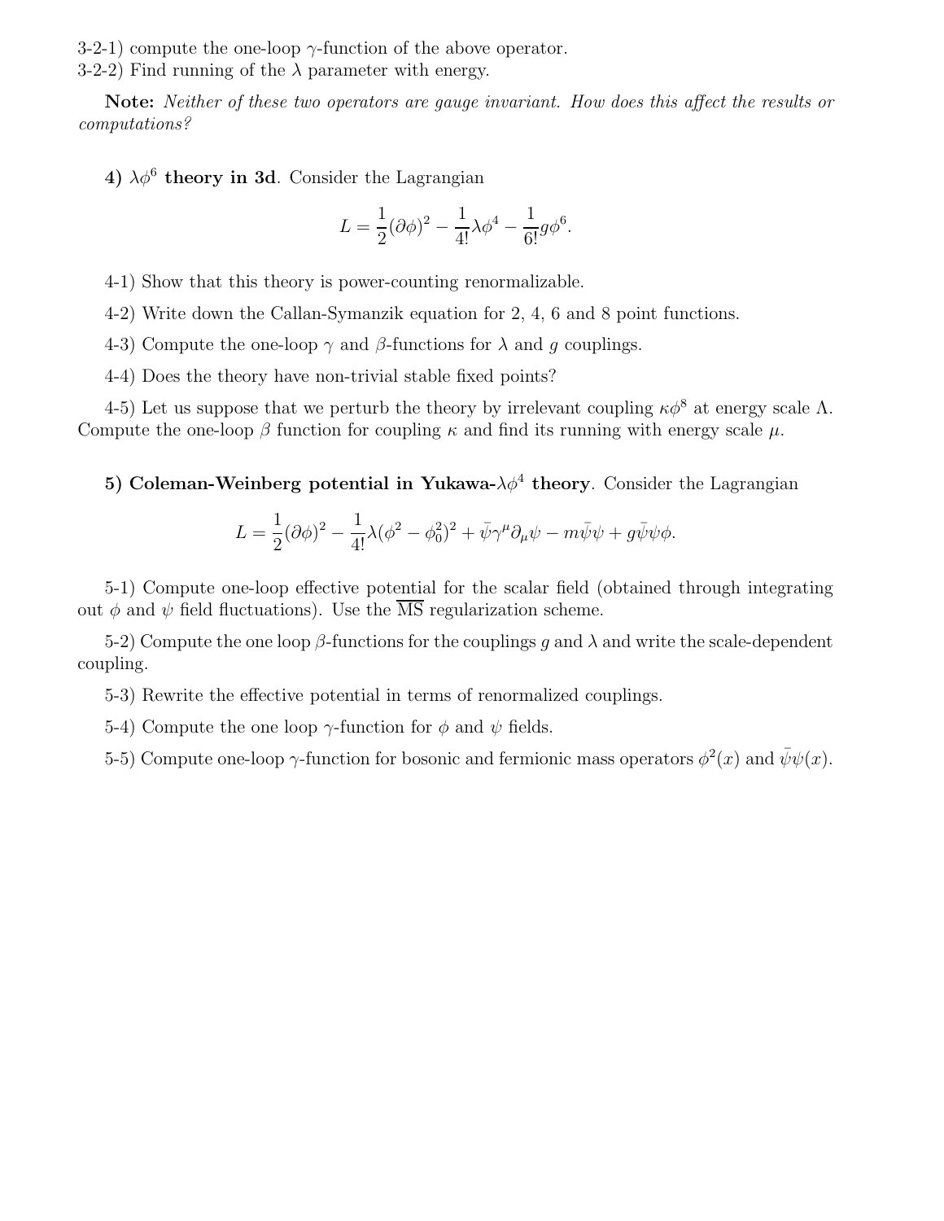3-2-1) compute the one-loop $\gamma$-function of the above operator.
3-2-2) Find running of the $\lambda$ parameter with energy.

**Note:** *Neither of these two operators are gauge invariant. How does this affect the results or computations?*

**4) $\lambda\phi^6$ theory in 3d**. Consider the Lagrangian

$$L = \frac{1}{2}(\partial\phi)^2 - \frac{1}{4!}\lambda\phi^4 - \frac{1}{6!}g\phi^6.$$

4-1) Show that this theory is power-counting renormalizable.

4-2) Write down the Callan-Symanzik equation for 2, 4, 6 and 8 point functions.

4-3) Compute the one-loop $\gamma$ and $\beta$-functions for $\lambda$ and $g$ couplings.

4-4) Does the theory have non-trivial stable fixed points?

4-5) Let us suppose that we perturb the theory by irrelevant coupling $\kappa\phi^8$ at energy scale $\Lambda$. Compute the one-loop $\beta$ function for coupling $\kappa$ and find its running with energy scale $\mu$.

**5) Coleman-Weinberg potential in Yukawa-$\lambda\phi^4$ theory**. Consider the Lagrangian

$$L = \frac{1}{2}(\partial\phi)^2 - \frac{1}{4!}\lambda(\phi^2 - \phi_0^2)^2 + \bar{\psi}\gamma^\mu\partial_\mu\psi - m\bar{\psi}\psi + g\bar{\psi}\psi\phi.$$

5-1) Compute one-loop effective potential for the scalar field (obtained through integrating out $\phi$ and $\psi$ field fluctuations). Use the $\overline{\text{MS}}$ regularization scheme.

5-2) Compute the one loop $\beta$-functions for the couplings $g$ and $\lambda$ and write the scale-dependent coupling.

5-3) Rewrite the effective potential in terms of renormalized couplings.

5-4) Compute the one loop $\gamma$-function for $\phi$ and $\psi$ fields.

5-5) Compute one-loop $\gamma$-function for bosonic and fermionic mass operators $\phi^2(x)$ and $\bar{\psi}\psi(x)$.